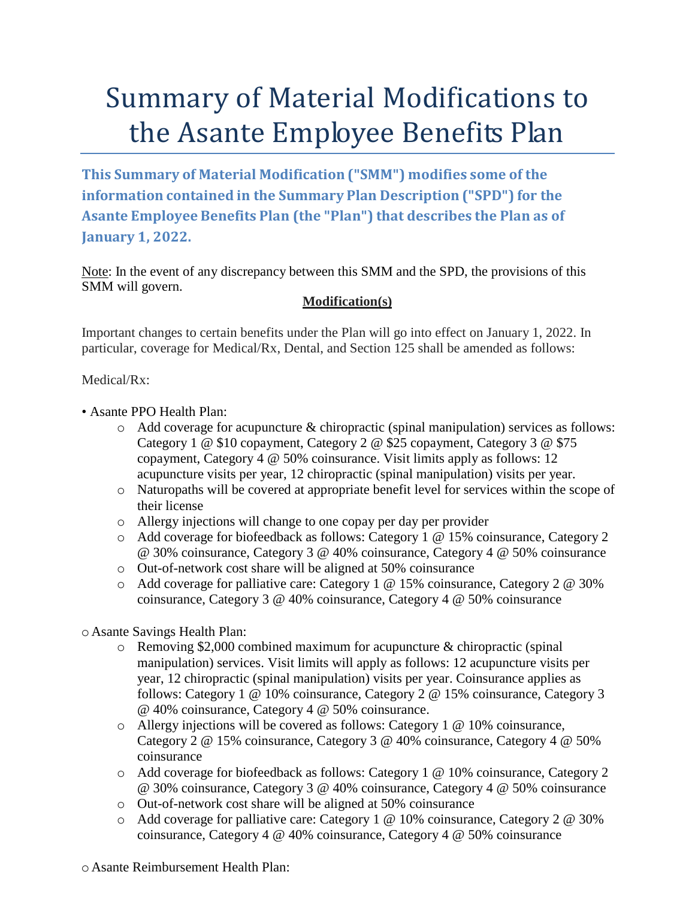# Summary of Material Modifications to the Asante Employee Benefits Plan

**This Summary of Material Modification ("SMM") modifies some of the information contained in the Summary Plan Description ("SPD") for the Asante Employee Benefits Plan (the "Plan") that describes the Plan as of January 1, 2022.**

Note: In the event of any discrepancy between this SMM and the SPD, the provisions of this SMM will govern.

**Modification(s)**

Important changes to certain benefits under the Plan will go into effect on January 1, 2022. In particular, coverage for Medical/Rx, Dental, and Section 125 shall be amended as follows:

Medical/Rx:

- Asante PPO Health Plan:
    - Add coverage for acupuncture & chiropractic (spinal manipulation) services as follows: Category 1 @ $10 copayment, Category 2 @ $25 copayment, Category 3 @ $75 copayment, Category 4 @ 50% coinsurance. Visit limits apply as follows: 12 acupuncture visits per year, 12 chiropractic (spinal manipulation) visits per year.
    - Naturopaths will be covered at appropriate benefit level for services within the scope of their license
    - Allergy injections will change to one copay per day per provider
    - Add coverage for biofeedback as follows: Category 1 @ 15% coinsurance, Category 2 @ 30% coinsurance, Category 3 @ 40% coinsurance, Category 4 @ 50% coinsurance
    - Out-of-network cost share will be aligned at 50% coinsurance
    - Add coverage for palliative care: Category 1 @ 15% coinsurance, Category 2 @ 30% coinsurance, Category 3 @ 40% coinsurance, Category 4 @ 50% coinsurance

- Asante Savings Health Plan:
    - Removing $2,000 combined maximum for acupuncture & chiropractic (spinal manipulation) services. Visit limits will apply as follows: 12 acupuncture visits per year, 12 chiropractic (spinal manipulation) visits per year. Coinsurance applies as follows: Category 1 @ 10% coinsurance, Category 2 @ 15% coinsurance, Category 3 @ 40% coinsurance, Category 4 @ 50% coinsurance.
    - Allergy injections will be covered as follows: Category 1 @ 10% coinsurance, Category 2 @ 15% coinsurance, Category 3 @ 40% coinsurance, Category 4 @ 50% coinsurance
    - Add coverage for biofeedback as follows: Category 1 @ 10% coinsurance, Category 2 @ 30% coinsurance, Category 3 @ 40% coinsurance, Category 4 @ 50% coinsurance
    - Out-of-network cost share will be aligned at 50% coinsurance
    - Add coverage for palliative care: Category 1 @ 10% coinsurance, Category 2 @ 30% coinsurance, Category 4 @ 40% coinsurance, Category 4 @ 50% coinsurance

- Asante Reimbursement Health Plan: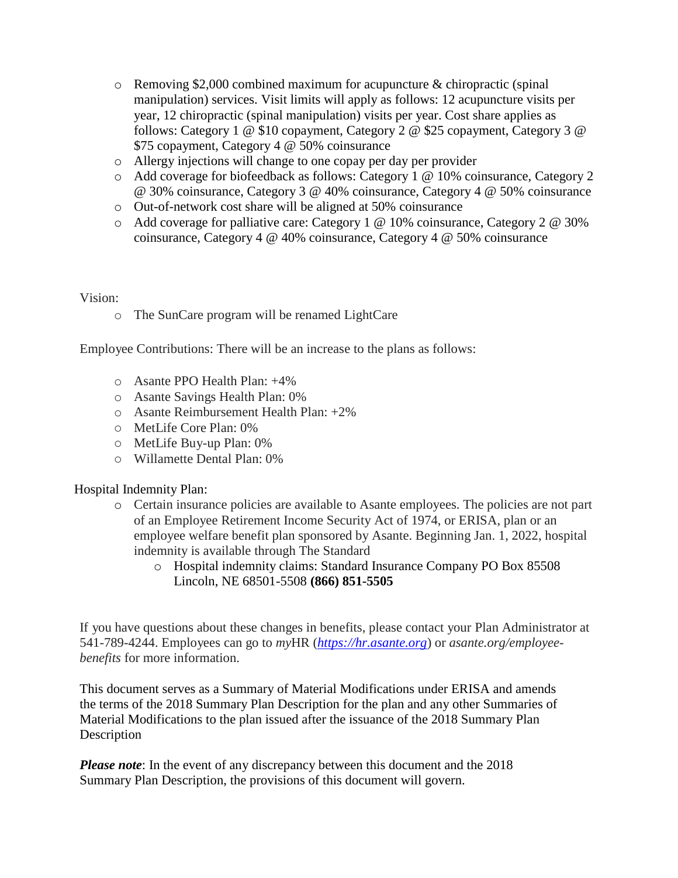- Removing $2,000 combined maximum for acupuncture & chiropractic (spinal manipulation) services. Visit limits will apply as follows: 12 acupuncture visits per year, 12 chiropractic (spinal manipulation) visits per year. Cost share applies as follows: Category 1 @ $10 copayment, Category 2 @ $25 copayment, Category 3 @ $75 copayment, Category 4 @ 50% coinsurance
- Allergy injections will change to one copay per day per provider
- Add coverage for biofeedback as follows: Category 1 @ 10% coinsurance, Category 2 @ 30% coinsurance, Category 3 @ 40% coinsurance, Category 4 @ 50% coinsurance
- Out-of-network cost share will be aligned at 50% coinsurance
- Add coverage for palliative care: Category 1 @ 10% coinsurance, Category 2 @ 30% coinsurance, Category 4 @ 40% coinsurance, Category 4 @ 50% coinsurance

Vision:

- The SunCare program will be renamed LightCare

Employee Contributions: There will be an increase to the plans as follows:

- Asante PPO Health Plan: +4%
- Asante Savings Health Plan: 0%
- Asante Reimbursement Health Plan: +2%
- MetLife Core Plan: 0%
- MetLife Buy-up Plan: 0%
- Willamette Dental Plan: 0%

Hospital Indemnity Plan:

- Certain insurance policies are available to Asante employees. The policies are not part of an Employee Retirement Income Security Act of 1974, or ERISA, plan or an employee welfare benefit plan sponsored by Asante. Beginning Jan. 1, 2022, hospital indemnity is available through The Standard
  - Hospital indemnity claims: Standard Insurance Company PO Box 85508 Lincoln, NE 68501-5508 **(866) 851-5505**

If you have questions about these changes in benefits, please contact your Plan Administrator at 541-789-4244. Employees can go to *my*HR (*https://hr.asante.org*) or *asante.org/employee-benefits* for more information.

This document serves as a Summary of Material Modifications under ERISA and amends the terms of the 2018 Summary Plan Description for the plan and any other Summaries of Material Modifications to the plan issued after the issuance of the 2018 Summary Plan Description

***Please note***: In the event of any discrepancy between this document and the 2018 Summary Plan Description, the provisions of this document will govern.